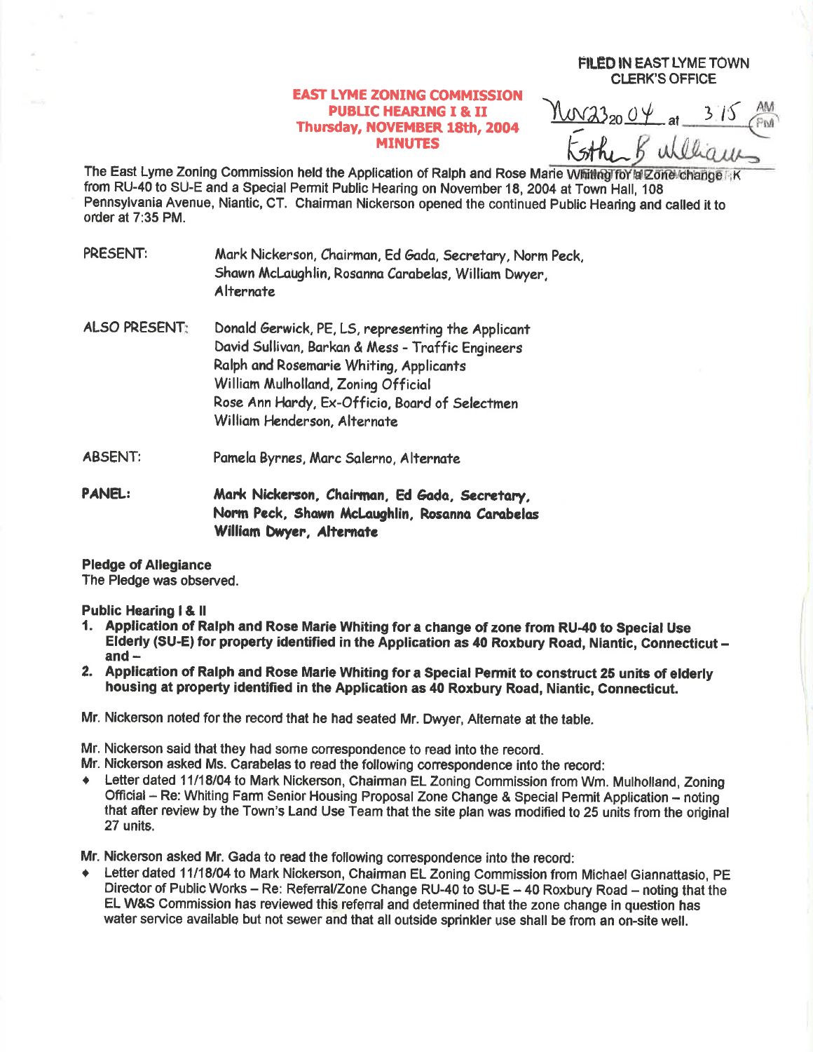FILED IN EAST LYME TOWN CLERK'S OFFICE

Nov 23 2004 at 3:15 PM

Esther B Williams

# EAST LYME ZONING COMMISSION
## PUBLIC HEARING I & II
## Thursday, NOVEMBER 18th, 2004
## MINUTES

The East Lyme Zoning Commission held the Application of Ralph and Rose Marie Whiting for a Zone change from RU-40 to SU-E and a Special Permit Public Hearing on November 18, 2004 at Town Hall, 108 Pennsylvania Avenue, Niantic, CT. Chairman Nickerson opened the continued Public Hearing and called it to order at 7:35 PM.

PRESENT: Mark Nickerson, Chairman, Ed Gada, Secretary, Norm Peck, Shawn McLaughlin, Rosanna Carabelas, William Dwyer, Alternate

ALSO PRESENT: Donald Gerwick, PE, LS, representing the Applicant
David Sullivan, Barkan & Mess - Traffic Engineers
Ralph and Rosemarie Whiting, Applicants
William Mulholland, Zoning Official
Rose Ann Hardy, Ex-Officio, Board of Selectmen
William Henderson, Alternate

ABSENT: Pamela Byrnes, Marc Salerno, Alternate

**PANEL: Mark Nickerson, Chairman, Ed Gada, Secretary, Norm Peck, Shawn McLaughlin, Rosanna Carabelas William Dwyer, Alternate**

**Pledge of Allegiance**
The Pledge was observed.

**Public Hearing I & II**

1. **Application of Ralph and Rose Marie Whiting for a change of zone from RU-40 to Special Use Elderly (SU-E) for property identified in the Application as 40 Roxbury Road, Niantic, Connecticut – and –**
2. **Application of Ralph and Rose Marie Whiting for a Special Permit to construct 25 units of elderly housing at property identified in the Application as 40 Roxbury Road, Niantic, Connecticut.**

Mr. Nickerson noted for the record that he had seated Mr. Dwyer, Alternate at the table.

Mr. Nickerson said that they had some correspondence to read into the record.
Mr. Nickerson asked Ms. Carabelas to read the following correspondence into the record:

- Letter dated 11/18/04 to Mark Nickerson, Chairman EL Zoning Commission from Wm. Mulholland, Zoning Official – Re: Whiting Farm Senior Housing Proposal Zone Change & Special Permit Application – noting that after review by the Town's Land Use Team that the site plan was modified to 25 units from the original 27 units.

Mr. Nickerson asked Mr. Gada to read the following correspondence into the record:

- Letter dated 11/18/04 to Mark Nickerson, Chairman EL Zoning Commission from Michael Giannattasio, PE Director of Public Works – Re: Referral/Zone Change RU-40 to SU-E – 40 Roxbury Road – noting that the EL W&S Commission has reviewed this referral and determined that the zone change in question has water service available but not sewer and that all outside sprinkler use shall be from an on-site well.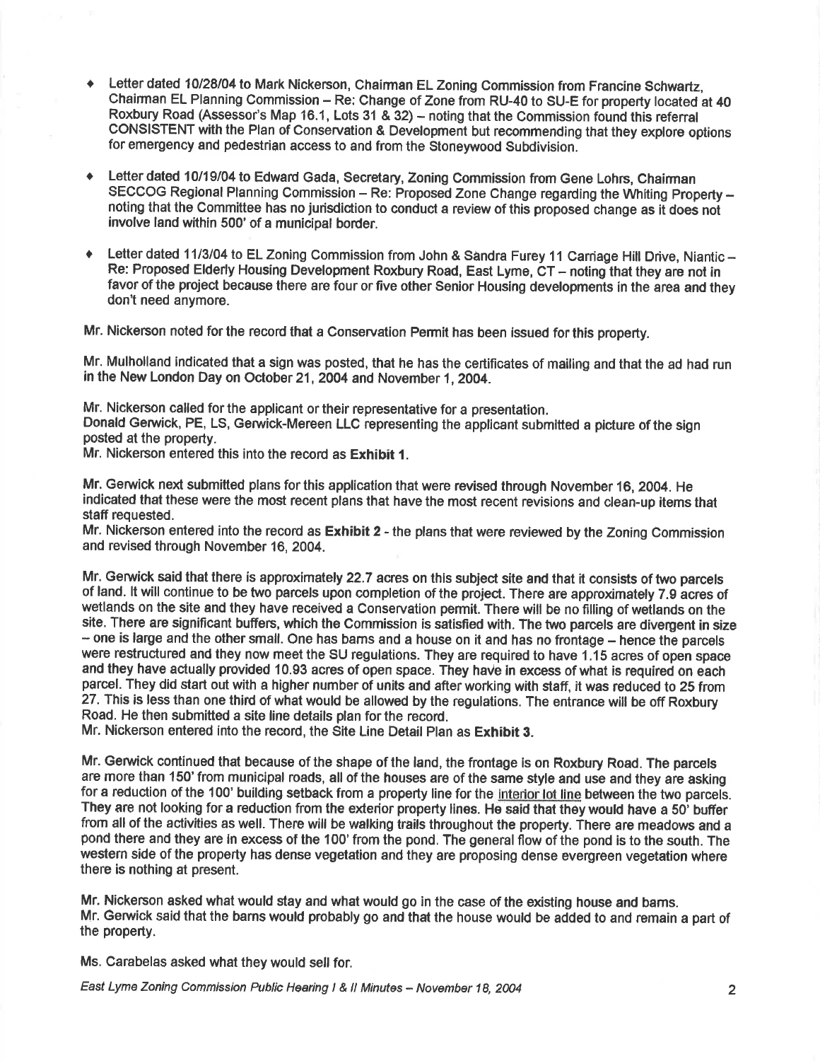- Letter dated 10/28/04 to Mark Nickerson, Chairman EL Zoning Commission from Francine Schwartz, Chairman EL Planning Commission – Re: Change of Zone from RU-40 to SU-E for property located at 40 Roxbury Road (Assessor's Map 16.1, Lots 31 & 32) – noting that the Commission found this referral CONSISTENT with the Plan of Conservation & Development but recommending that they explore options for emergency and pedestrian access to and from the Stoneywood Subdivision.
- Letter dated 10/19/04 to Edward Gada, Secretary, Zoning Commission from Gene Lohrs, Chairman SECCOG Regional Planning Commission – Re: Proposed Zone Change regarding the Whiting Property – noting that the Committee has no jurisdiction to conduct a review of this proposed change as it does not involve land within 500' of a municipal border.
- Letter dated 11/3/04 to EL Zoning Commission from John & Sandra Furey 11 Carriage Hill Drive, Niantic – Re: Proposed Elderly Housing Development Roxbury Road, East Lyme, CT – noting that they are not in favor of the project because there are four or five other Senior Housing developments in the area and they don't need anymore.

Mr. Nickerson noted for the record that a Conservation Permit has been issued for this property.

Mr. Mulholland indicated that a sign was posted, that he has the certificates of mailing and that the ad had run in the New London Day on October 21, 2004 and November 1, 2004.

Mr. Nickerson called for the applicant or their representative for a presentation.
Donald Gerwick, PE, LS, Gerwick-Mereen LLC representing the applicant submitted a picture of the sign posted at the property.
Mr. Nickerson entered this into the record as **Exhibit 1**.

Mr. Gerwick next submitted plans for this application that were revised through November 16, 2004. He indicated that these were the most recent plans that have the most recent revisions and clean-up items that staff requested.
Mr. Nickerson entered into the record as **Exhibit 2** - the plans that were reviewed by the Zoning Commission and revised through November 16, 2004.

Mr. Gerwick said that there is approximately 22.7 acres on this subject site and that it consists of two parcels of land. It will continue to be two parcels upon completion of the project. There are approximately 7.9 acres of wetlands on the site and they have received a Conservation permit. There will be no filling of wetlands on the site. There are significant buffers, which the Commission is satisfied with. The two parcels are divergent in size – one is large and the other small. One has barns and a house on it and has no frontage – hence the parcels were restructured and they now meet the SU regulations. They are required to have 1.15 acres of open space and they have actually provided 10.93 acres of open space. They have in excess of what is required on each parcel. They did start out with a higher number of units and after working with staff, it was reduced to 25 from 27. This is less than one third of what would be allowed by the regulations. The entrance will be off Roxbury Road. He then submitted a site line details plan for the record.
Mr. Nickerson entered into the record, the Site Line Detail Plan as **Exhibit 3**.

Mr. Gerwick continued that because of the shape of the land, the frontage is on Roxbury Road. The parcels are more than 150' from municipal roads, all of the houses are of the same style and use and they are asking for a reduction of the 100' building setback from a property line for the interior lot line between the two parcels. They are not looking for a reduction from the exterior property lines. He said that they would have a 50' buffer from all of the activities as well. There will be walking trails throughout the property. There are meadows and a pond there and they are in excess of the 100' from the pond. The general flow of the pond is to the south. The western side of the property has dense vegetation and they are proposing dense evergreen vegetation where there is nothing at present.

Mr. Nickerson asked what would stay and what would go in the case of the existing house and barns.
Mr. Gerwick said that the barns would probably go and that the house would be added to and remain a part of the property.

Ms. Carabelas asked what they would sell for.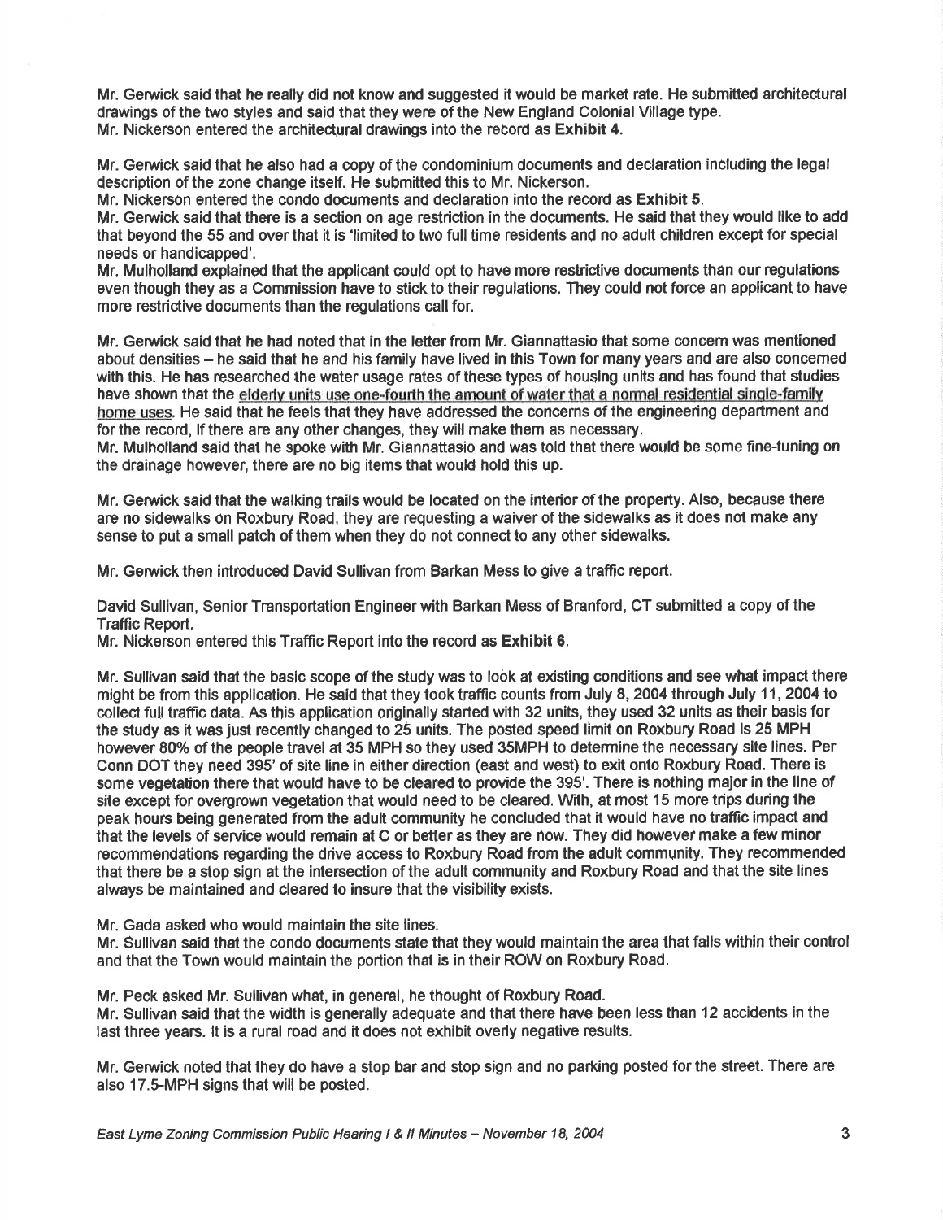Mr. Gerwick said that he really did not know and suggested it would be market rate. He submitted architectural drawings of the two styles and said that they were of the New England Colonial Village type.
Mr. Nickerson entered the architectural drawings into the record as **Exhibit 4.**

Mr. Gerwick said that he also had a copy of the condominium documents and declaration including the legal description of the zone change itself. He submitted this to Mr. Nickerson.
Mr. Nickerson entered the condo documents and declaration into the record as **Exhibit 5.**
Mr. Gerwick said that there is a section on age restriction in the documents. He said that they would like to add that beyond the 55 and over that it is 'limited to two full time residents and no adult children except for special needs or handicapped'.
Mr. Mulholland explained that the applicant could opt to have more restrictive documents than our regulations even though they as a Commission have to stick to their regulations. They could not force an applicant to have more restrictive documents than the regulations call for.

Mr. Gerwick said that he had noted that in the letter from Mr. Giannattasio that some concern was mentioned about densities – he said that he and his family have lived in this Town for many years and are also concerned with this. He has researched the water usage rates of these types of housing units and has found that studies have shown that the elderly units use one-fourth the amount of water that a normal residential single-family home uses. He said that he feels that they have addressed the concerns of the engineering department and for the record, if there are any other changes, they will make them as necessary.
Mr. Mulholland said that he spoke with Mr. Giannattasio and was told that there would be some fine-tuning on the drainage however, there are no big items that would hold this up.

Mr. Gerwick said that the walking trails would be located on the interior of the property. Also, because there are no sidewalks on Roxbury Road, they are requesting a waiver of the sidewalks as it does not make any sense to put a small patch of them when they do not connect to any other sidewalks.

Mr. Gerwick then introduced David Sullivan from Barkan Mess to give a traffic report.

David Sullivan, Senior Transportation Engineer with Barkan Mess of Branford, CT submitted a copy of the Traffic Report.
Mr. Nickerson entered this Traffic Report into the record as **Exhibit 6.**

Mr. Sullivan said that the basic scope of the study was to look at existing conditions and see what impact there might be from this application. He said that they took traffic counts from July 8, 2004 through July 11, 2004 to collect full traffic data. As this application originally started with 32 units, they used 32 units as their basis for the study as it was just recently changed to 25 units. The posted speed limit on Roxbury Road is 25 MPH however 80% of the people travel at 35 MPH so they used 35MPH to determine the necessary site lines. Per Conn DOT they need 395' of site line in either direction (east and west) to exit onto Roxbury Road. There is some vegetation there that would have to be cleared to provide the 395'. There is nothing major in the line of site except for overgrown vegetation that would need to be cleared. With, at most 15 more trips during the peak hours being generated from the adult community he concluded that it would have no traffic impact and that the levels of service would remain at C or better as they are now. They did however make a few minor recommendations regarding the drive access to Roxbury Road from the adult community. They recommended that there be a stop sign at the intersection of the adult community and Roxbury Road and that the site lines always be maintained and cleared to insure that the visibility exists.

Mr. Gada asked who would maintain the site lines.
Mr. Sullivan said that the condo documents state that they would maintain the area that falls within their control and that the Town would maintain the portion that is in their ROW on Roxbury Road.

Mr. Peck asked Mr. Sullivan what, in general, he thought of Roxbury Road.
Mr. Sullivan said that the width is generally adequate and that there have been less than 12 accidents in the last three years. It is a rural road and it does not exhibit overly negative results.

Mr. Gerwick noted that they do have a stop bar and stop sign and no parking posted for the street. There are also 17.5-MPH signs that will be posted.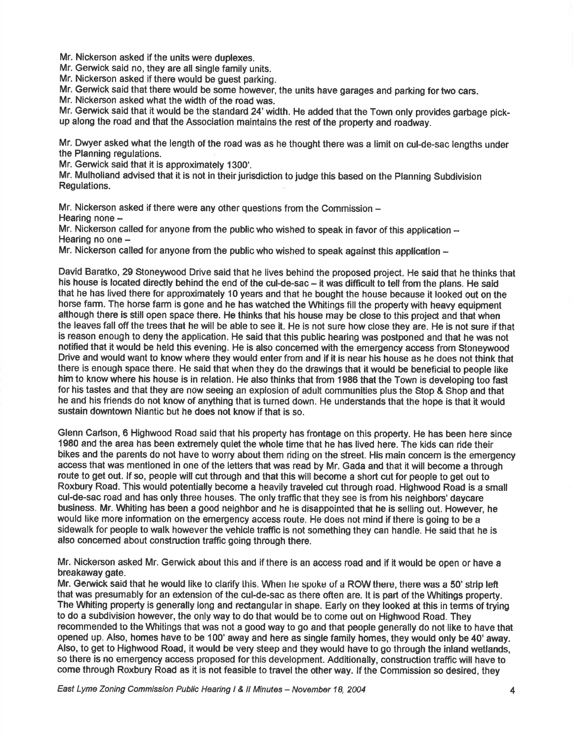Mr. Nickerson asked if the units were duplexes.
Mr. Gerwick said no, they are all single family units.
Mr. Nickerson asked if there would be guest parking.
Mr. Gerwick said that there would be some however, the units have garages and parking for two cars.
Mr. Nickerson asked what the width of the road was.
Mr. Gerwick said that it would be the standard 24' width. He added that the Town only provides garbage pick-up along the road and that the Association maintains the rest of the property and roadway.

Mr. Dwyer asked what the length of the road was as he thought there was a limit on cul-de-sac lengths under the Planning regulations.
Mr. Gerwick said that it is approximately 1300'.
Mr. Mulholland advised that it is not in their jurisdiction to judge this based on the Planning Subdivision Regulations.

Mr. Nickerson asked if there were any other questions from the Commission –
Hearing none –
Mr. Nickerson called for anyone from the public who wished to speak in favor of this application –
Hearing no one –
Mr. Nickerson called for anyone from the public who wished to speak against this application –

David Baratko, 29 Stoneywood Drive said that he lives behind the proposed project. He said that he thinks that his house is located directly behind the end of the cul-de-sac – it was difficult to tell from the plans. He said that he has lived there for approximately 10 years and that he bought the house because it looked out on the horse farm. The horse farm is gone and he has watched the Whitings fill the property with heavy equipment although there is still open space there. He thinks that his house may be close to this project and that when the leaves fall off the trees that he will be able to see it. He is not sure how close they are. He is not sure if that is reason enough to deny the application. He said that this public hearing was postponed and that he was not notified that it would be held this evening. He is also concerned with the emergency access from Stoneywood Drive and would want to know where they would enter from and if it is near his house as he does not think that there is enough space there. He said that when they do the drawings that it would be beneficial to people like him to know where his house is in relation. He also thinks that from 1986 that the Town is developing too fast for his tastes and that they are now seeing an explosion of adult communities plus the Stop & Shop and that he and his friends do not know of anything that is turned down. He understands that the hope is that it would sustain downtown Niantic but he does not know if that is so.

Glenn Carlson, 6 Highwood Road said that his property has frontage on this property. He has been here since 1980 and the area has been extremely quiet the whole time that he has lived here. The kids can ride their bikes and the parents do not have to worry about them riding on the street. His main concern is the emergency access that was mentioned in one of the letters that was read by Mr. Gada and that it will become a through route to get out. If so, people will cut through and that this will become a short cut for people to get out to Roxbury Road. This would potentially become a heavily traveled cut through road. Highwood Road is a small cul-de-sac road and has only three houses. The only traffic that they see is from his neighbors' daycare business. Mr. Whiting has been a good neighbor and he is disappointed that he is selling out. However, he would like more information on the emergency access route. He does not mind if there is going to be a sidewalk for people to walk however the vehicle traffic is not something they can handle. He said that he is also concerned about construction traffic going through there.

Mr. Nickerson asked Mr. Gerwick about this and if there is an access road and if it would be open or have a breakaway gate.
Mr. Gerwick said that he would like to clarify this. When he spoke of a ROW there, there was a 50' strip left that was presumably for an extension of the cul-de-sac as there often are. It is part of the Whitings property. The Whiting property is generally long and rectangular in shape. Early on they looked at this in terms of trying to do a subdivision however, the only way to do that would be to come out on Highwood Road. They recommended to the Whitings that was not a good way to go and that people generally do not like to have that opened up. Also, homes have to be 100' away and here as single family homes, they would only be 40' away. Also, to get to Highwood Road, it would be very steep and they would have to go through the inland wetlands, so there is no emergency access proposed for this development. Additionally, construction traffic will have to come through Roxbury Road as it is not feasible to travel the other way. If the Commission so desired, they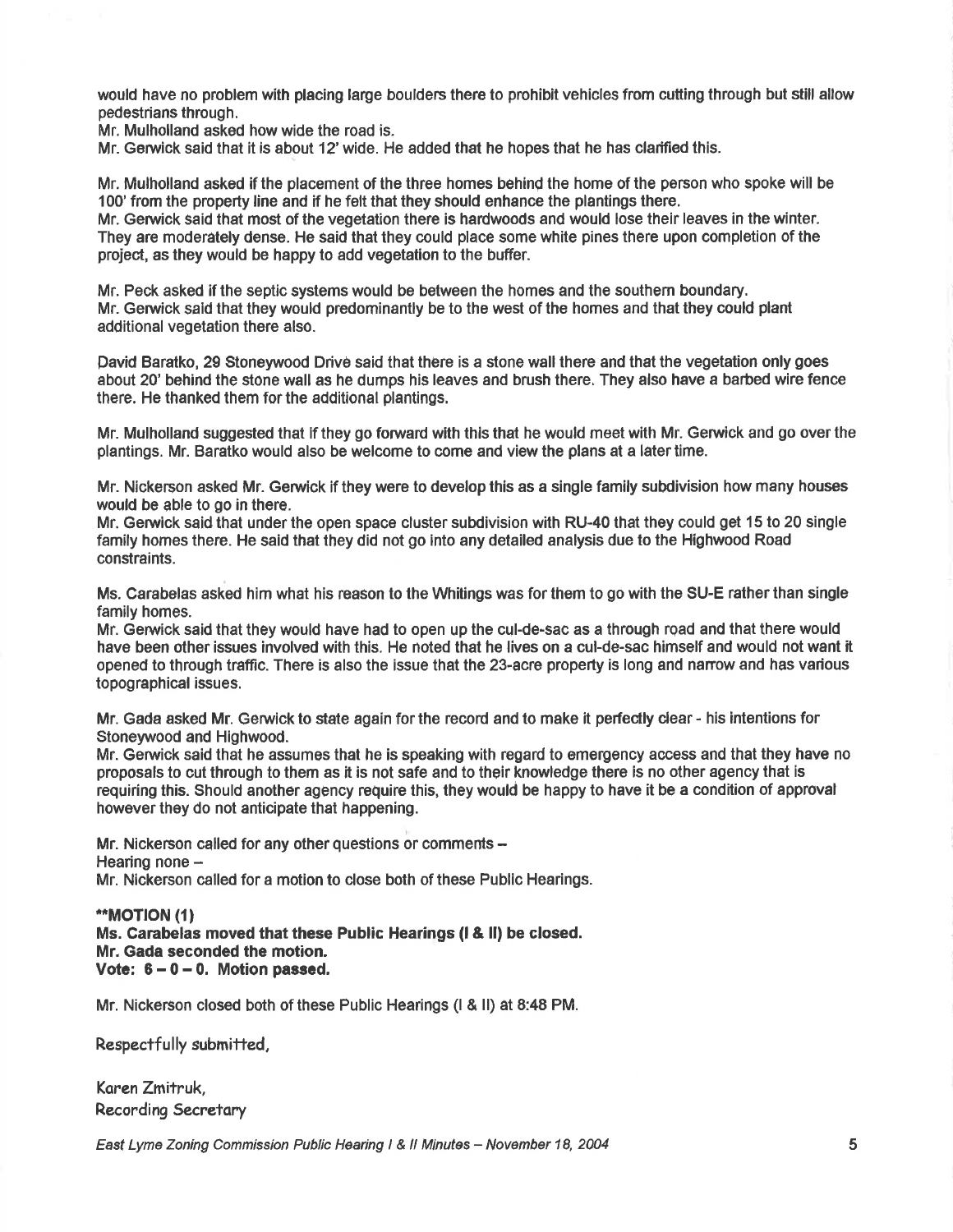would have no problem with placing large boulders there to prohibit vehicles from cutting through but still allow pedestrians through.

Mr. Mulholland asked how wide the road is.

Mr. Gerwick said that it is about 12' wide. He added that he hopes that he has clarified this.

Mr. Mulholland asked if the placement of the three homes behind the home of the person who spoke will be 100' from the property line and if he felt that they should enhance the plantings there.

Mr. Gerwick said that most of the vegetation there is hardwoods and would lose their leaves in the winter. They are moderately dense. He said that they could place some white pines there upon completion of the project, as they would be happy to add vegetation to the buffer.

Mr. Peck asked if the septic systems would be between the homes and the southern boundary.

Mr. Gerwick said that they would predominantly be to the west of the homes and that they could plant additional vegetation there also.

David Baratko, 29 Stoneywood Drive said that there is a stone wall there and that the vegetation only goes about 20' behind the stone wall as he dumps his leaves and brush there. They also have a barbed wire fence there. He thanked them for the additional plantings.

Mr. Mulholland suggested that if they go forward with this that he would meet with Mr. Gerwick and go over the plantings. Mr. Baratko would also be welcome to come and view the plans at a later time.

Mr. Nickerson asked Mr. Gerwick if they were to develop this as a single family subdivision how many houses would be able to go in there.

Mr. Gerwick said that under the open space cluster subdivision with RU-40 that they could get 15 to 20 single family homes there. He said that they did not go into any detailed analysis due to the Highwood Road constraints.

Ms. Carabelas asked him what his reason to the Whitings was for them to go with the SU-E rather than single family homes.

Mr. Gerwick said that they would have had to open up the cul-de-sac as a through road and that there would have been other issues involved with this. He noted that he lives on a cul-de-sac himself and would not want it opened to through traffic. There is also the issue that the 23-acre property is long and narrow and has various topographical issues.

Mr. Gada asked Mr. Gerwick to state again for the record and to make it perfectly clear - his intentions for Stoneywood and Highwood.

Mr. Gerwick said that he assumes that he is speaking with regard to emergency access and that they have no proposals to cut through to them as it is not safe and to their knowledge there is no other agency that is requiring this. Should another agency require this, they would be happy to have it be a condition of approval however they do not anticipate that happening.

Mr. Nickerson called for any other questions or comments –
Hearing none –
Mr. Nickerson called for a motion to close both of these Public Hearings.

****MOTION (1)**
**Ms. Carabelas moved that these Public Hearings (I & II) be closed.**
**Mr. Gada seconded the motion.**
**Vote: 6 – 0 – 0. Motion passed.**

Mr. Nickerson closed both of these Public Hearings (I & II) at 8:48 PM.

Respectfully submitted,

Karen Zmitruk,
Recording Secretary